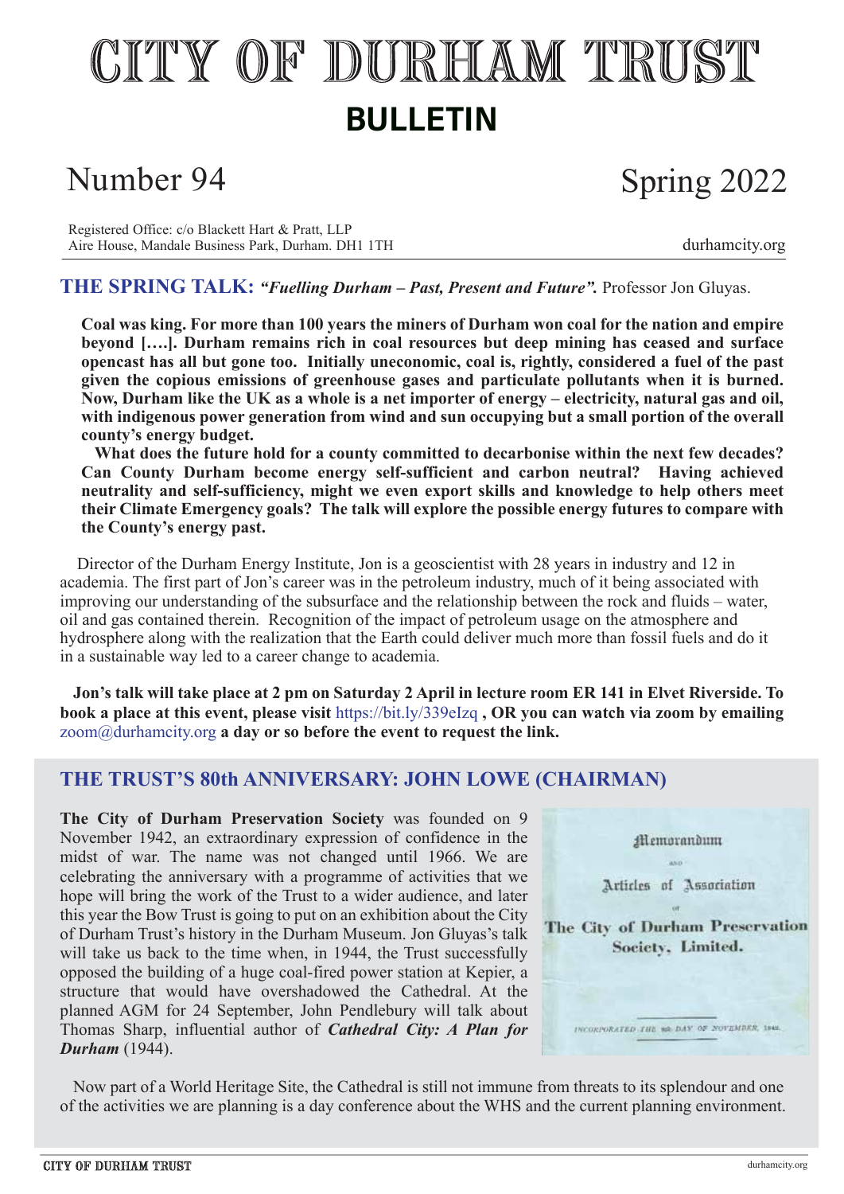# CITY OF DURHAM TRUST

## BULLETIN

Number 94 Spring 2022

Registered Office: c/o Blackett Hart & Pratt, LLP
Aire House, Mandale Business Park, Durham. DH1 1TH

durhamcity.org

## THE SPRING TALK: *"Fuelling Durham – Past, Present and Future".* Professor Jon Gluyas.

**Coal was king. For more than 100 years the miners of Durham won coal for the nation and empire beyond […]. Durham remains rich in coal resources but deep mining has ceased and surface opencast has all but gone too. Initially uneconomic, coal is, rightly, considered a fuel of the past given the copious emissions of greenhouse gases and particulate pollutants when it is burned. Now, Durham like the UK as a whole is a net importer of energy – electricity, natural gas and oil, with indigenous power generation from wind and sun occupying but a small portion of the overall county's energy budget.**

**What does the future hold for a county committed to decarbonise within the next few decades? Can County Durham become energy self-sufficient and carbon neutral? Having achieved neutrality and self-sufficiency, might we even export skills and knowledge to help others meet their Climate Emergency goals? The talk will explore the possible energy futures to compare with the County's energy past.**

Director of the Durham Energy Institute, Jon is a geoscientist with 28 years in industry and 12 in academia. The first part of Jon's career was in the petroleum industry, much of it being associated with improving our understanding of the subsurface and the relationship between the rock and fluids – water, oil and gas contained therein. Recognition of the impact of petroleum usage on the atmosphere and hydrosphere along with the realization that the Earth could deliver much more than fossil fuels and do it in a sustainable way led to a career change to academia.

**Jon's talk will take place at 2 pm on Saturday 2 April in lecture room ER 141 in Elvet Riverside. To book a place at this event, please visit** https://bit.ly/339eIzq **, OR you can watch via zoom by emailing** zoom@durhamcity.org **a day or so before the event to request the link.**

## THE TRUST'S 80th ANNIVERSARY: JOHN LOWE (CHAIRMAN)

**The City of Durham Preservation Society** was founded on 9 November 1942, an extraordinary expression of confidence in the midst of war. The name was not changed until 1966. We are celebrating the anniversary with a programme of activities that we hope will bring the work of the Trust to a wider audience, and later this year the Bow Trust is going to put on an exhibition about the City of Durham Trust's history in the Durham Museum. Jon Gluyas's talk will take us back to the time when, in 1944, the Trust successfully opposed the building of a huge coal-fired power station at Kepier, a structure that would have overshadowed the Cathedral. At the planned AGM for 24 September, John Pendlebury will talk about Thomas Sharp, influential author of ***Cathedral City: A Plan for Durham*** (1944).

Memorandum and Articles of Association of The City of Durham Preservation Society, Limited.
INCORPORATED THE 9th DAY OF NOVEMBER, 1942.

Now part of a World Heritage Site, the Cathedral is still not immune from threats to its splendour and one of the activities we are planning is a day conference about the WHS and the current planning environment.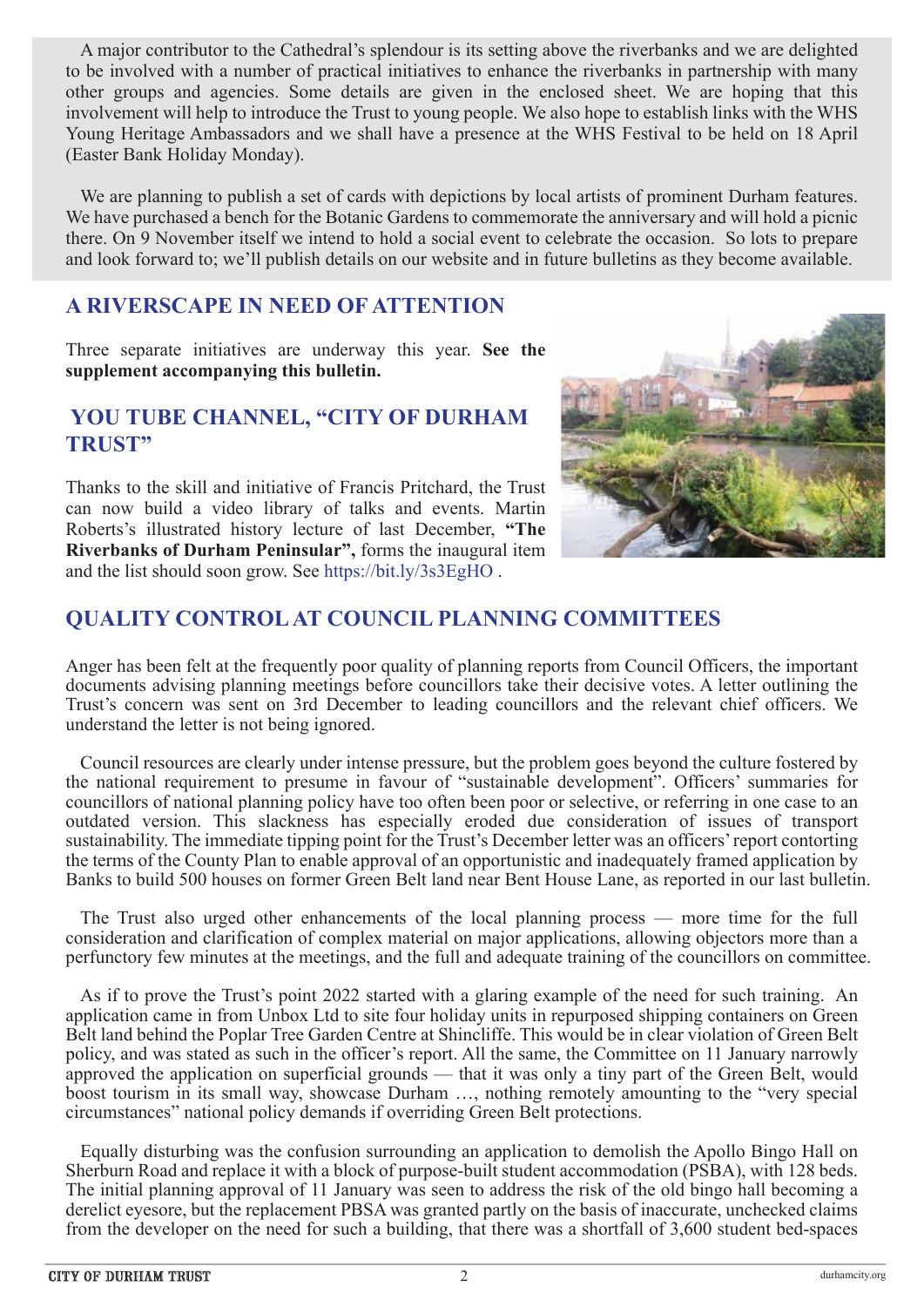A major contributor to the Cathedral's splendour is its setting above the riverbanks and we are delighted to be involved with a number of practical initiatives to enhance the riverbanks in partnership with many other groups and agencies. Some details are given in the enclosed sheet. We are hoping that this involvement will help to introduce the Trust to young people. We also hope to establish links with the WHS Young Heritage Ambassadors and we shall have a presence at the WHS Festival to be held on 18 April (Easter Bank Holiday Monday).

We are planning to publish a set of cards with depictions by local artists of prominent Durham features. We have purchased a bench for the Botanic Gardens to commemorate the anniversary and will hold a picnic there. On 9 November itself we intend to hold a social event to celebrate the occasion. So lots to prepare and look forward to; we'll publish details on our website and in future bulletins as they become available.

## A RIVERSCAPE IN NEED OF ATTENTION

Three separate initiatives are underway this year. **See the supplement accompanying this bulletin.**

## YOU TUBE CHANNEL, "CITY OF DURHAM TRUST"

Thanks to the skill and initiative of Francis Pritchard, the Trust can now build a video library of talks and events. Martin Roberts's illustrated history lecture of last December, **"The Riverbanks of Durham Peninsular",** forms the inaugural item and the list should soon grow. See https://bit.ly/3s3EgHO .

## QUALITY CONTROL AT COUNCIL PLANNING COMMITTEES

Anger has been felt at the frequently poor quality of planning reports from Council Officers, the important documents advising planning meetings before councillors take their decisive votes. A letter outlining the Trust's concern was sent on 3rd December to leading councillors and the relevant chief officers. We understand the letter is not being ignored.

Council resources are clearly under intense pressure, but the problem goes beyond the culture fostered by the national requirement to presume in favour of "sustainable development". Officers' summaries for councillors of national planning policy have too often been poor or selective, or referring in one case to an outdated version. This slackness has especially eroded due consideration of issues of transport sustainability. The immediate tipping point for the Trust's December letter was an officers' report contorting the terms of the County Plan to enable approval of an opportunistic and inadequately framed application by Banks to build 500 houses on former Green Belt land near Bent House Lane, as reported in our last bulletin.

The Trust also urged other enhancements of the local planning process — more time for the full consideration and clarification of complex material on major applications, allowing objectors more than a perfunctory few minutes at the meetings, and the full and adequate training of the councillors on committee.

As if to prove the Trust's point 2022 started with a glaring example of the need for such training. An application came in from Unbox Ltd to site four holiday units in repurposed shipping containers on Green Belt land behind the Poplar Tree Garden Centre at Shincliffe. This would be in clear violation of Green Belt policy, and was stated as such in the officer's report. All the same, the Committee on 11 January narrowly approved the application on superficial grounds — that it was only a tiny part of the Green Belt, would boost tourism in its small way, showcase Durham …, nothing remotely amounting to the "very special circumstances" national policy demands if overriding Green Belt protections.

Equally disturbing was the confusion surrounding an application to demolish the Apollo Bingo Hall on Sherburn Road and replace it with a block of purpose-built student accommodation (PSBA), with 128 beds. The initial planning approval of 11 January was seen to address the risk of the old bingo hall becoming a derelict eyesore, but the replacement PBSA was granted partly on the basis of inaccurate, unchecked claims from the developer on the need for such a building, that there was a shortfall of 3,600 student bed-spaces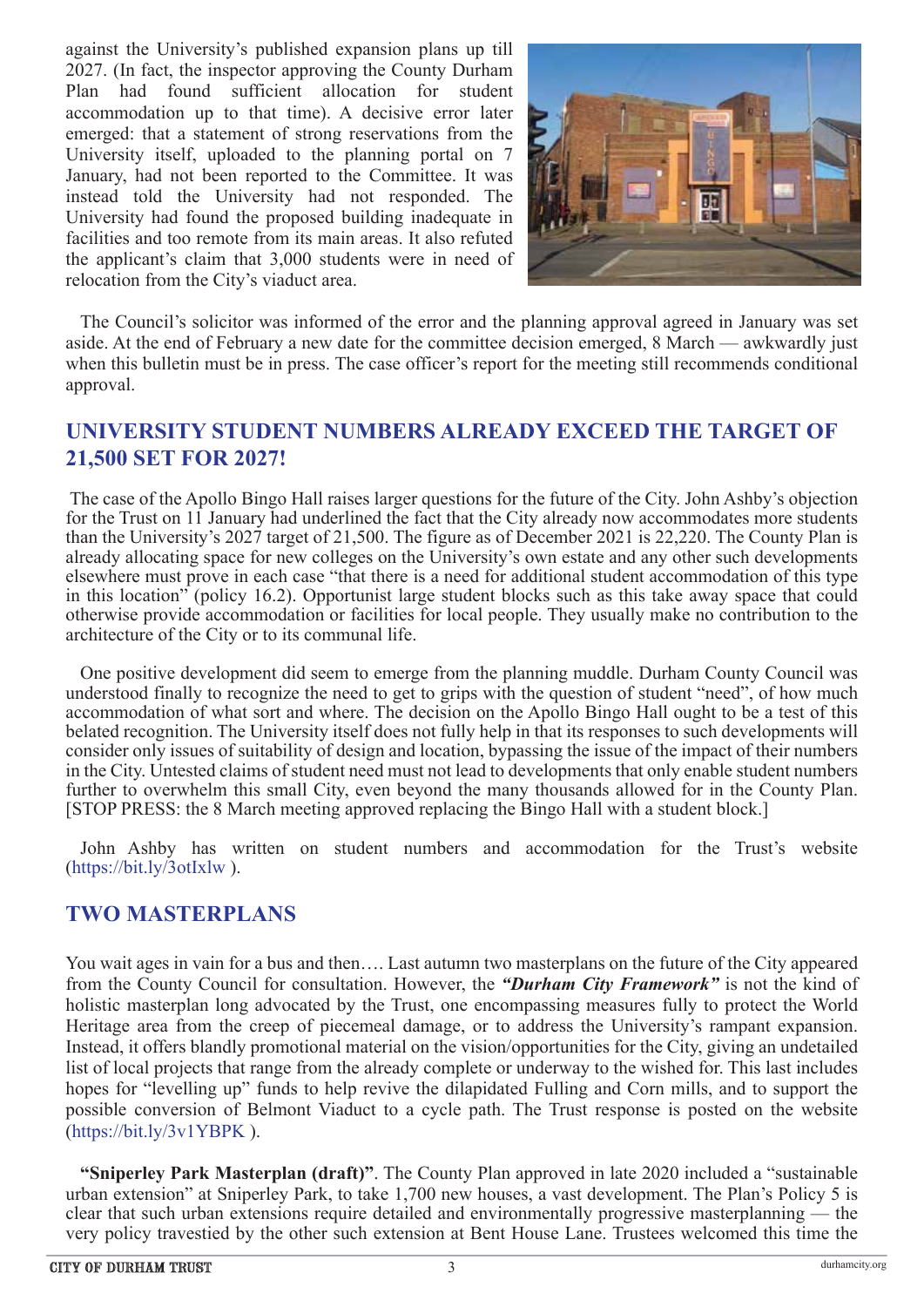against the University's published expansion plans up till 2027. (In fact, the inspector approving the County Durham Plan had found sufficient allocation for student accommodation up to that time). A decisive error later emerged: that a statement of strong reservations from the University itself, uploaded to the planning portal on 7 January, had not been reported to the Committee. It was instead told the University had not responded. The University had found the proposed building inadequate in facilities and too remote from its main areas. It also refuted the applicant's claim that 3,000 students were in need of relocation from the City's viaduct area.

The Council's solicitor was informed of the error and the planning approval agreed in January was set aside. At the end of February a new date for the committee decision emerged, 8 March — awkwardly just when this bulletin must be in press. The case officer's report for the meeting still recommends conditional approval.

## UNIVERSITY STUDENT NUMBERS ALREADY EXCEED THE TARGET OF 21,500 SET FOR 2027!

The case of the Apollo Bingo Hall raises larger questions for the future of the City. John Ashby's objection for the Trust on 11 January had underlined the fact that the City already now accommodates more students than the University's 2027 target of 21,500. The figure as of December 2021 is 22,220. The County Plan is already allocating space for new colleges on the University's own estate and any other such developments elsewhere must prove in each case "that there is a need for additional student accommodation of this type in this location" (policy 16.2). Opportunist large student blocks such as this take away space that could otherwise provide accommodation or facilities for local people. They usually make no contribution to the architecture of the City or to its communal life.

One positive development did seem to emerge from the planning muddle. Durham County Council was understood finally to recognize the need to get to grips with the question of student "need", of how much accommodation of what sort and where. The decision on the Apollo Bingo Hall ought to be a test of this belated recognition. The University itself does not fully help in that its responses to such developments will consider only issues of suitability of design and location, bypassing the issue of the impact of their numbers in the City. Untested claims of student need must not lead to developments that only enable student numbers further to overwhelm this small City, even beyond the many thousands allowed for in the County Plan. [STOP PRESS: the 8 March meeting approved replacing the Bingo Hall with a student block.]

John Ashby has written on student numbers and accommodation for the Trust's website (https://bit.ly/3otIxlw ).

## TWO MASTERPLANS

You wait ages in vain for a bus and then…. Last autumn two masterplans on the future of the City appeared from the County Council for consultation. However, the ***"Durham City Framework"*** is not the kind of holistic masterplan long advocated by the Trust, one encompassing measures fully to protect the World Heritage area from the creep of piecemeal damage, or to address the University's rampant expansion. Instead, it offers blandly promotional material on the vision/opportunities for the City, giving an undetailed list of local projects that range from the already complete or underway to the wished for. This last includes hopes for "levelling up" funds to help revive the dilapidated Fulling and Corn mills, and to support the possible conversion of Belmont Viaduct to a cycle path. The Trust response is posted on the website (https://bit.ly/3v1YBPK ).

**"Sniperley Park Masterplan (draft)"**. The County Plan approved in late 2020 included a "sustainable urban extension" at Sniperley Park, to take 1,700 new houses, a vast development. The Plan's Policy 5 is clear that such urban extensions require detailed and environmentally progressive masterplanning — the very policy travestied by the other such extension at Bent House Lane. Trustees welcomed this time the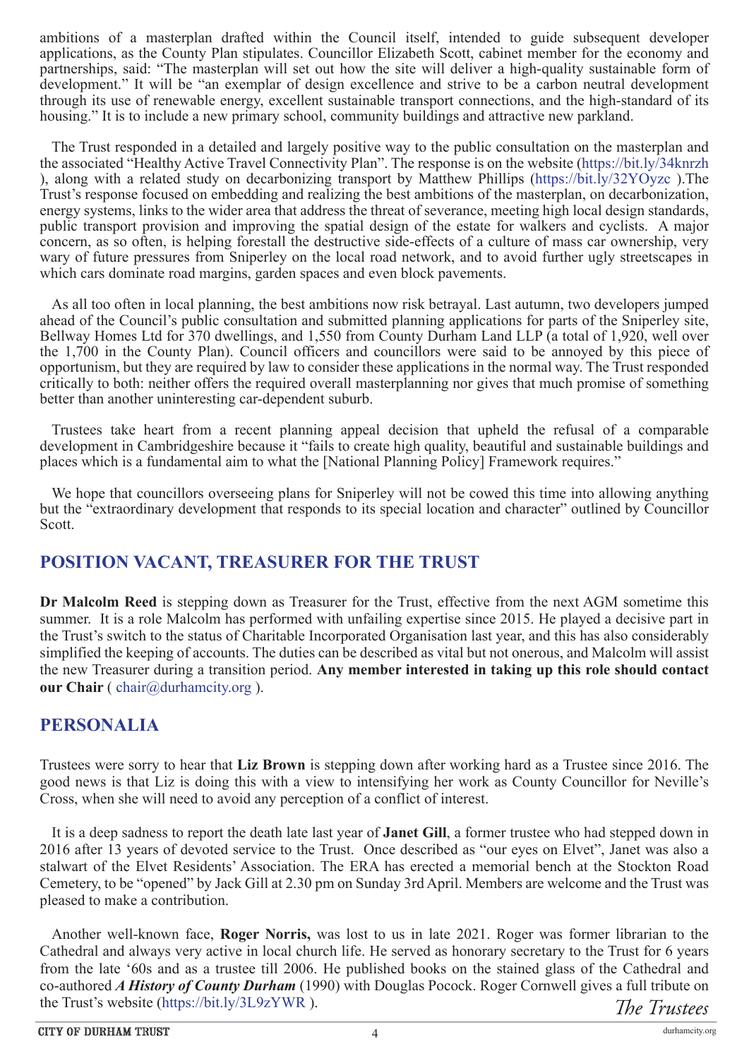ambitions of a masterplan drafted within the Council itself, intended to guide subsequent developer applications, as the County Plan stipulates. Councillor Elizabeth Scott, cabinet member for the economy and partnerships, said: "The masterplan will set out how the site will deliver a high-quality sustainable form of development." It will be "an exemplar of design excellence and strive to be a carbon neutral development through its use of renewable energy, excellent sustainable transport connections, and the high-standard of its housing." It is to include a new primary school, community buildings and attractive new parkland.

The Trust responded in a detailed and largely positive way to the public consultation on the masterplan and the associated "Healthy Active Travel Connectivity Plan". The response is on the website (https://bit.ly/34knrzh ), along with a related study on decarbonizing transport by Matthew Phillips (https://bit.ly/32YOyzc ).The Trust's response focused on embedding and realizing the best ambitions of the masterplan, on decarbonization, energy systems, links to the wider area that address the threat of severance, meeting high local design standards, public transport provision and improving the spatial design of the estate for walkers and cyclists. A major concern, as so often, is helping forestall the destructive side-effects of a culture of mass car ownership, very wary of future pressures from Sniperley on the local road network, and to avoid further ugly streetscapes in which cars dominate road margins, garden spaces and even block pavements.

As all too often in local planning, the best ambitions now risk betrayal. Last autumn, two developers jumped ahead of the Council's public consultation and submitted planning applications for parts of the Sniperley site, Bellway Homes Ltd for 370 dwellings, and 1,550 from County Durham Land LLP (a total of 1,920, well over the 1,700 in the County Plan). Council officers and councillors were said to be annoyed by this piece of opportunism, but they are required by law to consider these applications in the normal way. The Trust responded critically to both: neither offers the required overall masterplanning nor gives that much promise of something better than another uninteresting car-dependent suburb.

Trustees take heart from a recent planning appeal decision that upheld the refusal of a comparable development in Cambridgeshire because it "fails to create high quality, beautiful and sustainable buildings and places which is a fundamental aim to what the [National Planning Policy] Framework requires."

We hope that councillors overseeing plans for Sniperley will not be cowed this time into allowing anything but the "extraordinary development that responds to its special location and character" outlined by Councillor Scott.

## POSITION VACANT, TREASURER FOR THE TRUST

**Dr Malcolm Reed** is stepping down as Treasurer for the Trust, effective from the next AGM sometime this summer. It is a role Malcolm has performed with unfailing expertise since 2015. He played a decisive part in the Trust's switch to the status of Charitable Incorporated Organisation last year, and this has also considerably simplified the keeping of accounts. The duties can be described as vital but not onerous, and Malcolm will assist the new Treasurer during a transition period. **Any member interested in taking up this role should contact our Chair** ( chair@durhamcity.org ).

## PERSONALIA

Trustees were sorry to hear that **Liz Brown** is stepping down after working hard as a Trustee since 2016. The good news is that Liz is doing this with a view to intensifying her work as County Councillor for Neville's Cross, when she will need to avoid any perception of a conflict of interest.

It is a deep sadness to report the death late last year of **Janet Gill**, a former trustee who had stepped down in 2016 after 13 years of devoted service to the Trust. Once described as "our eyes on Elvet", Janet was also a stalwart of the Elvet Residents' Association. The ERA has erected a memorial bench at the Stockton Road Cemetery, to be "opened" by Jack Gill at 2.30 pm on Sunday 3rd April. Members are welcome and the Trust was pleased to make a contribution.

Another well-known face, **Roger Norris,** was lost to us in late 2021. Roger was former librarian to the Cathedral and always very active in local church life. He served as honorary secretary to the Trust for 6 years from the late '60s and as a trustee till 2006. He published books on the stained glass of the Cathedral and co-authored ***A History of County Durham*** (1990) with Douglas Pocock. Roger Cornwell gives a full tribute on the Trust's website (https://bit.ly/3L9zYWR ).

*The Trustees*